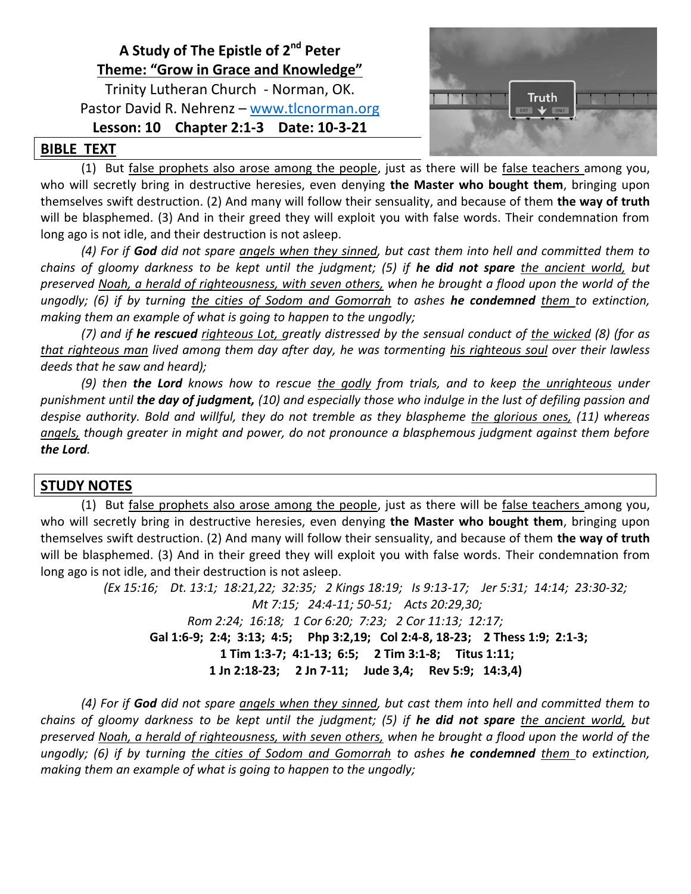**A Study of The Epistle of 2nd Peter**
**Theme: "Grow in Grace and Knowledge"**
Trinity Lutheran Church - Norman, OK.
Pastor David R. Nehrenz – www.tlcnorman.org
**Lesson: 10 Chapter 2:1-3 Date: 10-3-21**

## BIBLE TEXT

(1) But false prophets also arose among the people, just as there will be false teachers among you, who will secretly bring in destructive heresies, even denying **the Master who bought them**, bringing upon themselves swift destruction. (2) And many will follow their sensuality, and because of them **the way of truth** will be blasphemed. (3) And in their greed they will exploit you with false words. Their condemnation from long ago is not idle, and their destruction is not asleep.

*(4) For if **God** did not spare angels when they sinned, but cast them into hell and committed them to chains of gloomy darkness to be kept until the judgment; (5) if **he did not spare** the ancient world, but preserved Noah, a herald of righteousness, with seven others, when he brought a flood upon the world of the ungodly; (6) if by turning the cities of Sodom and Gomorrah to ashes **he condemned** them to extinction, making them an example of what is going to happen to the ungodly;*

*(7) and if **he rescued** righteous Lot, greatly distressed by the sensual conduct of the wicked (8) (for as that righteous man lived among them day after day, he was tormenting his righteous soul over their lawless deeds that he saw and heard);*

*(9) then **the Lord** knows how to rescue the godly from trials, and to keep the unrighteous under punishment until **the day of judgment,** (10) and especially those who indulge in the lust of defiling passion and despise authority. Bold and willful, they do not tremble as they blaspheme the glorious ones, (11) whereas angels, though greater in might and power, do not pronounce a blasphemous judgment against them before **the Lord**.*

## STUDY NOTES

(1) But false prophets also arose among the people, just as there will be false teachers among you, who will secretly bring in destructive heresies, even denying **the Master who bought them**, bringing upon themselves swift destruction. (2) And many will follow their sensuality, and because of them **the way of truth** will be blasphemed. (3) And in their greed they will exploit you with false words. Their condemnation from long ago is not idle, and their destruction is not asleep.

*(Ex 15:16; Dt. 13:1; 18:21,22; 32:35; 2 Kings 18:19; Is 9:13-17; Jer 5:31; 14:14; 23:30-32;*
*Mt 7:15; 24:4-11; 50-51; Acts 20:29,30;*
*Rom 2:24; 16:18; 1 Cor 6:20; 7:23; 2 Cor 11:13; 12:17;*
**Gal 1:6-9; 2:4; 3:13; 4:5; Php 3:2,19; Col 2:4-8, 18-23; 2 Thess 1:9; 2:1-3;**
**1 Tim 1:3-7; 4:1-13; 6:5; 2 Tim 3:1-8; Titus 1:11;**
**1 Jn 2:18-23; 2 Jn 7-11; Jude 3,4; Rev 5:9; 14:3,4)**

*(4) For if **God** did not spare angels when they sinned, but cast them into hell and committed them to chains of gloomy darkness to be kept until the judgment; (5) if **he did not spare** the ancient world, but preserved Noah, a herald of righteousness, with seven others, when he brought a flood upon the world of the ungodly; (6) if by turning the cities of Sodom and Gomorrah to ashes **he condemned** them to extinction, making them an example of what is going to happen to the ungodly;*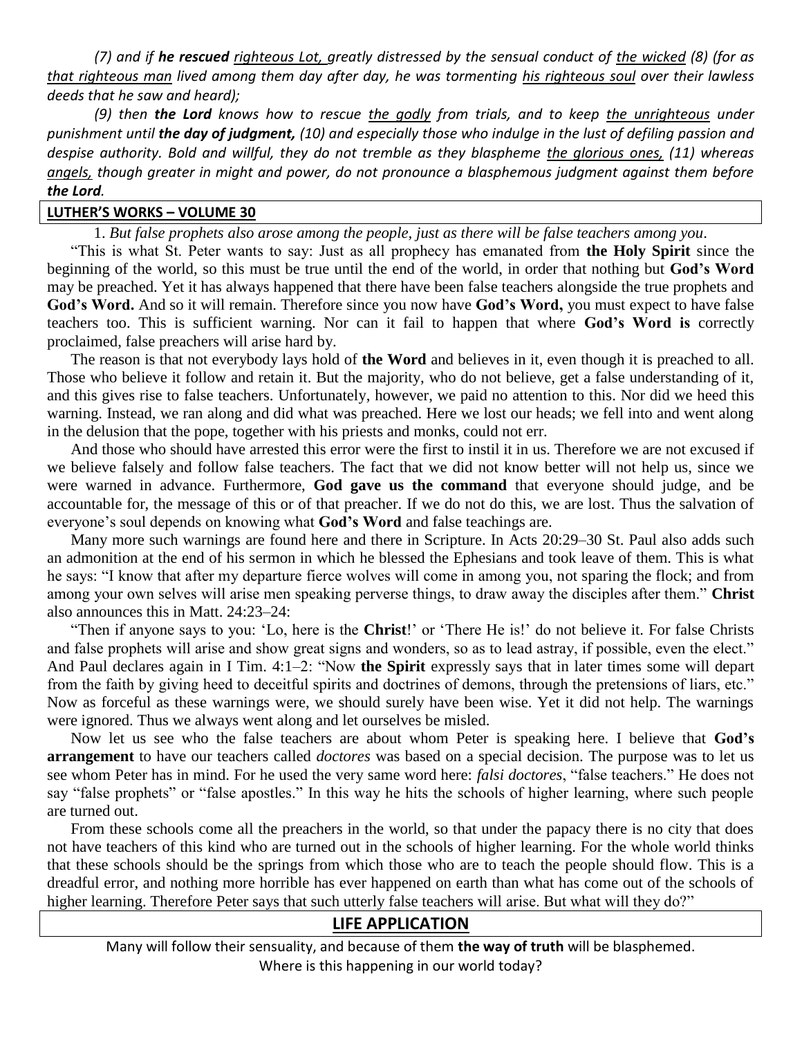*(7) and if **he rescued** righteous Lot, greatly distressed by the sensual conduct of the wicked (8) (for as that righteous man lived among them day after day, he was tormenting his righteous soul over their lawless deeds that he saw and heard);*

*(9) then **the Lord** knows how to rescue the godly from trials, and to keep the unrighteous under punishment until **the day of judgment,** (10) and especially those who indulge in the lust of defiling passion and despise authority. Bold and willful, they do not tremble as they blaspheme the glorious ones, (11) whereas angels, though greater in might and power, do not pronounce a blasphemous judgment against them before **the Lord**.*

## LUTHER'S WORKS – VOLUME 30

1. *But false prophets also arose among the people, just as there will be false teachers among you*.

"This is what St. Peter wants to say: Just as all prophecy has emanated from **the Holy Spirit** since the beginning of the world, so this must be true until the end of the world, in order that nothing but **God's Word** may be preached. Yet it has always happened that there have been false teachers alongside the true prophets and **God's Word.** And so it will remain. Therefore since you now have **God's Word,** you must expect to have false teachers too. This is sufficient warning. Nor can it fail to happen that where **God's Word is** correctly proclaimed, false preachers will arise hard by.

The reason is that not everybody lays hold of **the Word** and believes in it, even though it is preached to all. Those who believe it follow and retain it. But the majority, who do not believe, get a false understanding of it, and this gives rise to false teachers. Unfortunately, however, we paid no attention to this. Nor did we heed this warning. Instead, we ran along and did what was preached. Here we lost our heads; we fell into and went along in the delusion that the pope, together with his priests and monks, could not err.

And those who should have arrested this error were the first to instil it in us. Therefore we are not excused if we believe falsely and follow false teachers. The fact that we did not know better will not help us, since we were warned in advance. Furthermore, **God gave us the command** that everyone should judge, and be accountable for, the message of this or of that preacher. If we do not do this, we are lost. Thus the salvation of everyone's soul depends on knowing what **God's Word** and false teachings are.

Many more such warnings are found here and there in Scripture. In Acts 20:29–30 St. Paul also adds such an admonition at the end of his sermon in which he blessed the Ephesians and took leave of them. This is what he says: "I know that after my departure fierce wolves will come in among you, not sparing the flock; and from among your own selves will arise men speaking perverse things, to draw away the disciples after them." **Christ** also announces this in Matt. 24:23–24:

"Then if anyone says to you: 'Lo, here is the **Christ**!' or 'There He is!' do not believe it. For false Christs and false prophets will arise and show great signs and wonders, so as to lead astray, if possible, even the elect." And Paul declares again in I Tim. 4:1–2: "Now **the Spirit** expressly says that in later times some will depart from the faith by giving heed to deceitful spirits and doctrines of demons, through the pretensions of liars, etc." Now as forceful as these warnings were, we should surely have been wise. Yet it did not help. The warnings were ignored. Thus we always went along and let ourselves be misled.

Now let us see who the false teachers are about whom Peter is speaking here. I believe that **God's arrangement** to have our teachers called *doctores* was based on a special decision. The purpose was to let us see whom Peter has in mind. For he used the very same word here: *falsi doctores*, "false teachers." He does not say "false prophets" or "false apostles." In this way he hits the schools of higher learning, where such people are turned out.

From these schools come all the preachers in the world, so that under the papacy there is no city that does not have teachers of this kind who are turned out in the schools of higher learning. For the whole world thinks that these schools should be the springs from which those who are to teach the people should flow. This is a dreadful error, and nothing more horrible has ever happened on earth than what has come out of the schools of higher learning. Therefore Peter says that such utterly false teachers will arise. But what will they do?"

## LIFE APPLICATION

Many will follow their sensuality, and because of them **the way of truth** will be blasphemed.
Where is this happening in our world today?